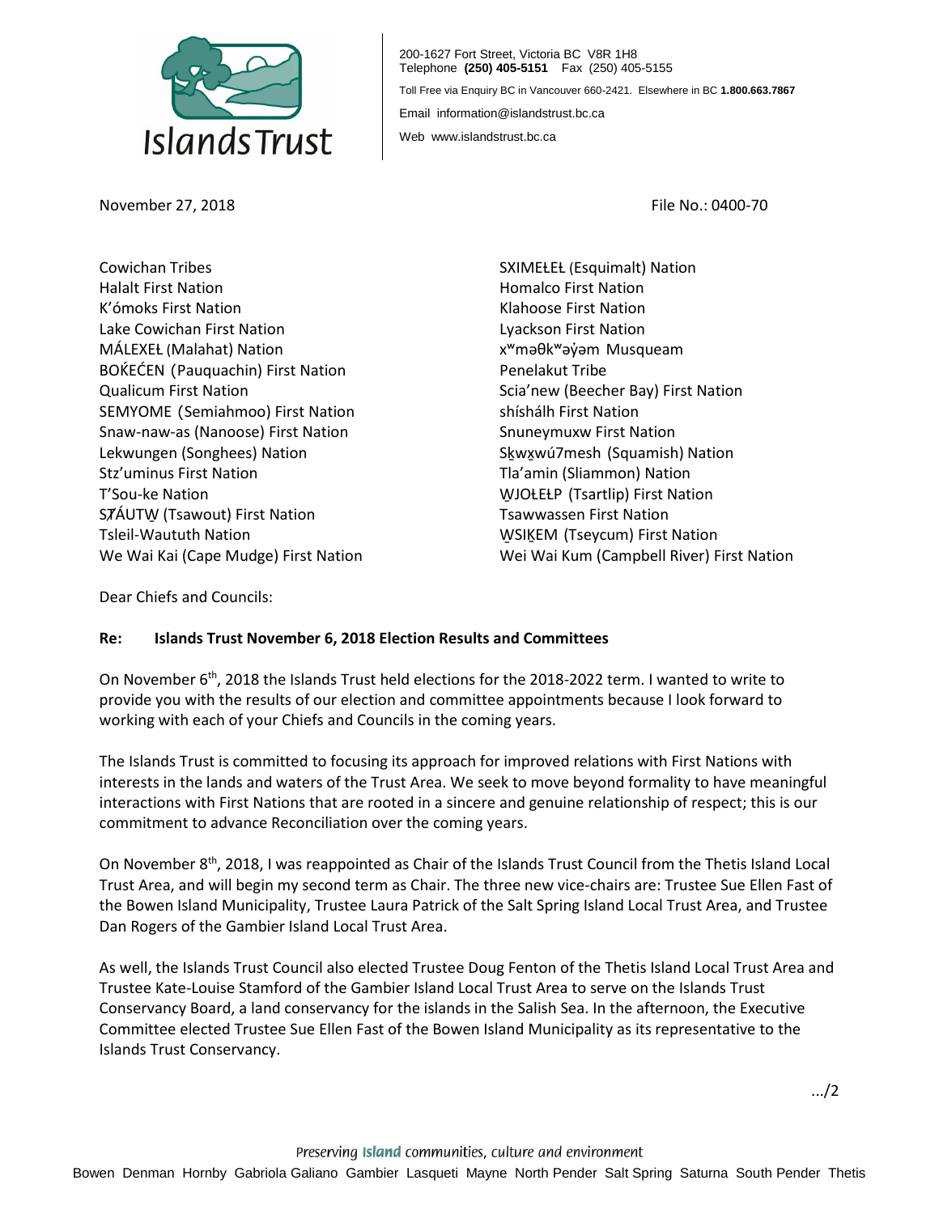Islands Trust

200-1627 Fort Street, Victoria BC V8R 1H8
Telephone **(250) 405-5151** Fax (250) 405-5155
Toll Free via Enquiry BC in Vancouver 660-2421. Elsewhere in BC **1.800.663.7867**
Email information@islandstrust.bc.ca
Web www.islandstrust.bc.ca

November 27, 2018

File No.: 0400-70

Cowichan Tribes
Halalt First Nation
K'ómoks First Nation
Lake Cowichan First Nation
MÁLEXEŁ (Malahat) Nation
BOḰEĆEN (Pauquachin) First Nation
Qualicum First Nation
SEMYOME (Semiahmoo) First Nation
Snaw-naw-as (Nanoose) First Nation
Lekwungen (Songhees) Nation
Stz'uminus First Nation
T'Sou-ke Nation
SȾÁUTW̱ (Tsawout) First Nation
Tsleil-Waututh Nation
We Wai Kai (Cape Mudge) First Nation
SXIMEŁEŁ (Esquimalt) Nation
Homalco First Nation
Klahoose First Nation
Lyackson First Nation
xʷməθkʷəy̓əm Musqueam
Penelakut Tribe
Scia'new (Beecher Bay) First Nation
shíshálh First Nation
Snuneymuxw First Nation
Sḵwx̱wú7mesh (Squamish) Nation
Tla'amin (Sliammon) Nation
W̱JOȽEȽP (Tsartlip) First Nation
Tsawwassen First Nation
W̱SIḴEM (Tseycum) First Nation
Wei Wai Kum (Campbell River) First Nation

Dear Chiefs and Councils:

**Re: Islands Trust November 6, 2018 Election Results and Committees**

On November 6th, 2018 the Islands Trust held elections for the 2018-2022 term. I wanted to write to provide you with the results of our election and committee appointments because I look forward to working with each of your Chiefs and Councils in the coming years.

The Islands Trust is committed to focusing its approach for improved relations with First Nations with interests in the lands and waters of the Trust Area. We seek to move beyond formality to have meaningful interactions with First Nations that are rooted in a sincere and genuine relationship of respect; this is our commitment to advance Reconciliation over the coming years.

On November 8th, 2018, I was reappointed as Chair of the Islands Trust Council from the Thetis Island Local Trust Area, and will begin my second term as Chair. The three new vice-chairs are: Trustee Sue Ellen Fast of the Bowen Island Municipality, Trustee Laura Patrick of the Salt Spring Island Local Trust Area, and Trustee Dan Rogers of the Gambier Island Local Trust Area.

As well, the Islands Trust Council also elected Trustee Doug Fenton of the Thetis Island Local Trust Area and Trustee Kate-Louise Stamford of the Gambier Island Local Trust Area to serve on the Islands Trust Conservancy Board, a land conservancy for the islands in the Salish Sea. In the afternoon, the Executive Committee elected Trustee Sue Ellen Fast of the Bowen Island Municipality as its representative to the Islands Trust Conservancy.

.../2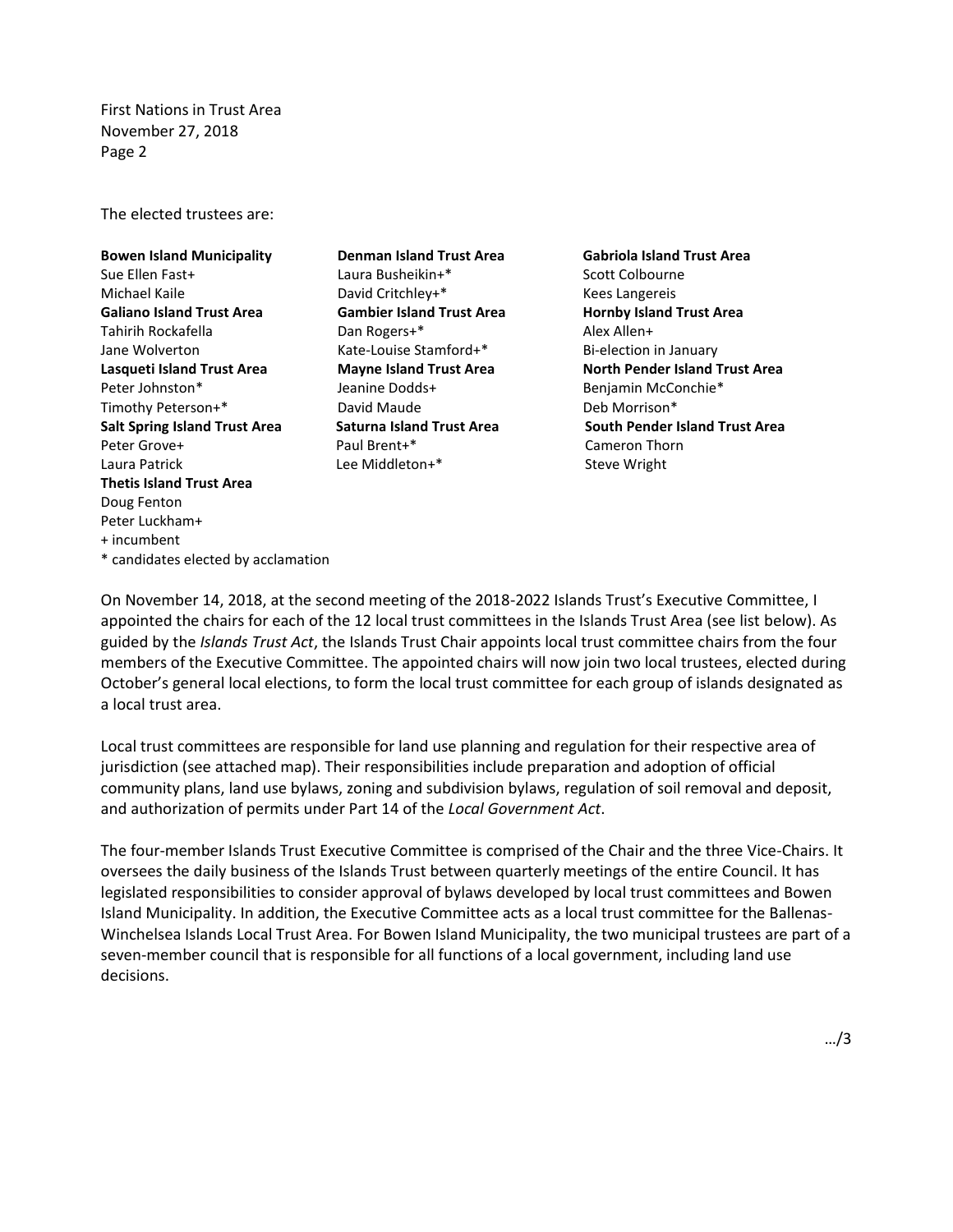The elected trustees are:

**Bowen Island Municipality**
Sue Ellen Fast+
Michael Kaile

**Denman Island Trust Area**
Laura Busheikin+*
David Critchley+*

**Gabriola Island Trust Area**
Scott Colbourne
Kees Langereis

**Galiano Island Trust Area**
Tahirih Rockafella
Jane Wolverton

**Gambier Island Trust Area**
Dan Rogers+*
Kate-Louise Stamford+*

**Hornby Island Trust Area**
Alex Allen+
Bi-election in January

**Lasqueti Island Trust Area**
Peter Johnston*
Timothy Peterson+*

**Mayne Island Trust Area**
Jeanine Dodds+
David Maude

**North Pender Island Trust Area**
Benjamin McConchie*
Deb Morrison*

**Salt Spring Island Trust Area**
Peter Grove+
Laura Patrick

**Saturna Island Trust Area**
Paul Brent+*
Lee Middleton+*

**South Pender Island Trust Area**
Cameron Thorn
Steve Wright

**Thetis Island Trust Area**
Doug Fenton
Peter Luckham+

+ incumbent
* candidates elected by acclamation

On November 14, 2018, at the second meeting of the 2018-2022 Islands Trust's Executive Committee, I appointed the chairs for each of the 12 local trust committees in the Islands Trust Area (see list below). As guided by the *Islands Trust Act*, the Islands Trust Chair appoints local trust committee chairs from the four members of the Executive Committee. The appointed chairs will now join two local trustees, elected during October's general local elections, to form the local trust committee for each group of islands designated as a local trust area.

Local trust committees are responsible for land use planning and regulation for their respective area of jurisdiction (see attached map). Their responsibilities include preparation and adoption of official community plans, land use bylaws, zoning and subdivision bylaws, regulation of soil removal and deposit, and authorization of permits under Part 14 of the *Local Government Act*.

The four-member Islands Trust Executive Committee is comprised of the Chair and the three Vice-Chairs. It oversees the daily business of the Islands Trust between quarterly meetings of the entire Council. It has legislated responsibilities to consider approval of bylaws developed by local trust committees and Bowen Island Municipality. In addition, the Executive Committee acts as a local trust committee for the Ballenas-Winchelsea Islands Local Trust Area. For Bowen Island Municipality, the two municipal trustees are part of a seven-member council that is responsible for all functions of a local government, including land use decisions.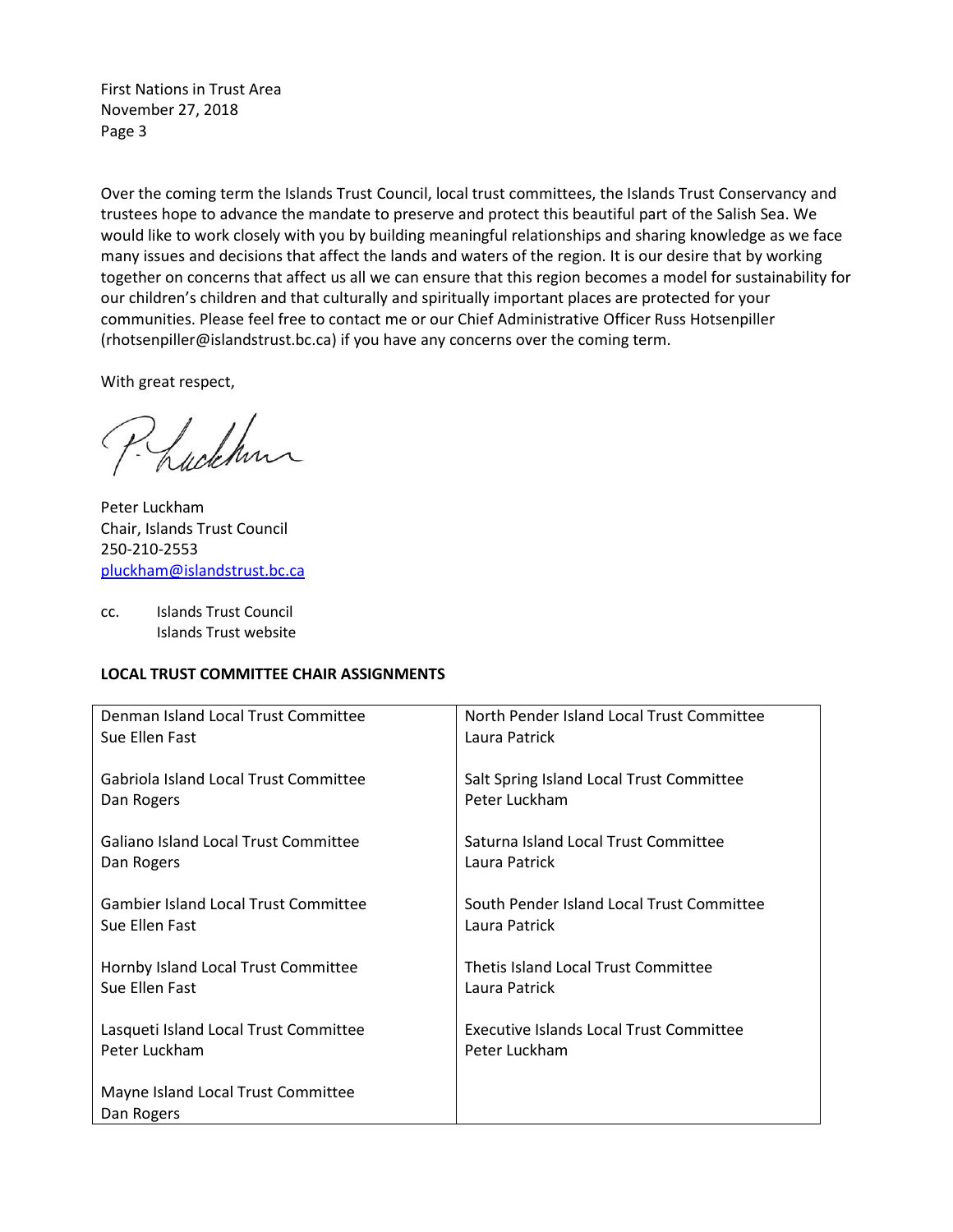Over the coming term the Islands Trust Council, local trust committees, the Islands Trust Conservancy and trustees hope to advance the mandate to preserve and protect this beautiful part of the Salish Sea. We would like to work closely with you by building meaningful relationships and sharing knowledge as we face many issues and decisions that affect the lands and waters of the region. It is our desire that by working together on concerns that affect us all we can ensure that this region becomes a model for sustainability for our children's children and that culturally and spiritually important places are protected for your communities. Please feel free to contact me or our Chief Administrative Officer Russ Hotsenpiller (rhotsenpiller@islandstrust.bc.ca) if you have any concerns over the coming term.

With great respect,

Peter Luckham
Chair, Islands Trust Council
250-210-2553
pluckham@islandstrust.bc.ca

cc. Islands Trust Council
Islands Trust website

**LOCAL TRUST COMMITTEE CHAIR ASSIGNMENTS**

| | |
|---|---|
| Denman Island Local Trust Committee<br>Sue Ellen Fast | North Pender Island Local Trust Committee<br>Laura Patrick |
| Gabriola Island Local Trust Committee<br>Dan Rogers | Salt Spring Island Local Trust Committee<br>Peter Luckham |
| Galiano Island Local Trust Committee<br>Dan Rogers | Saturna Island Local Trust Committee<br>Laura Patrick |
| Gambier Island Local Trust Committee<br>Sue Ellen Fast | South Pender Island Local Trust Committee<br>Laura Patrick |
| Hornby Island Local Trust Committee<br>Sue Ellen Fast | Thetis Island Local Trust Committee<br>Laura Patrick |
| Lasqueti Island Local Trust Committee<br>Peter Luckham | Executive Islands Local Trust Committee<br>Peter Luckham |
| Mayne Island Local Trust Committee<br>Dan Rogers | |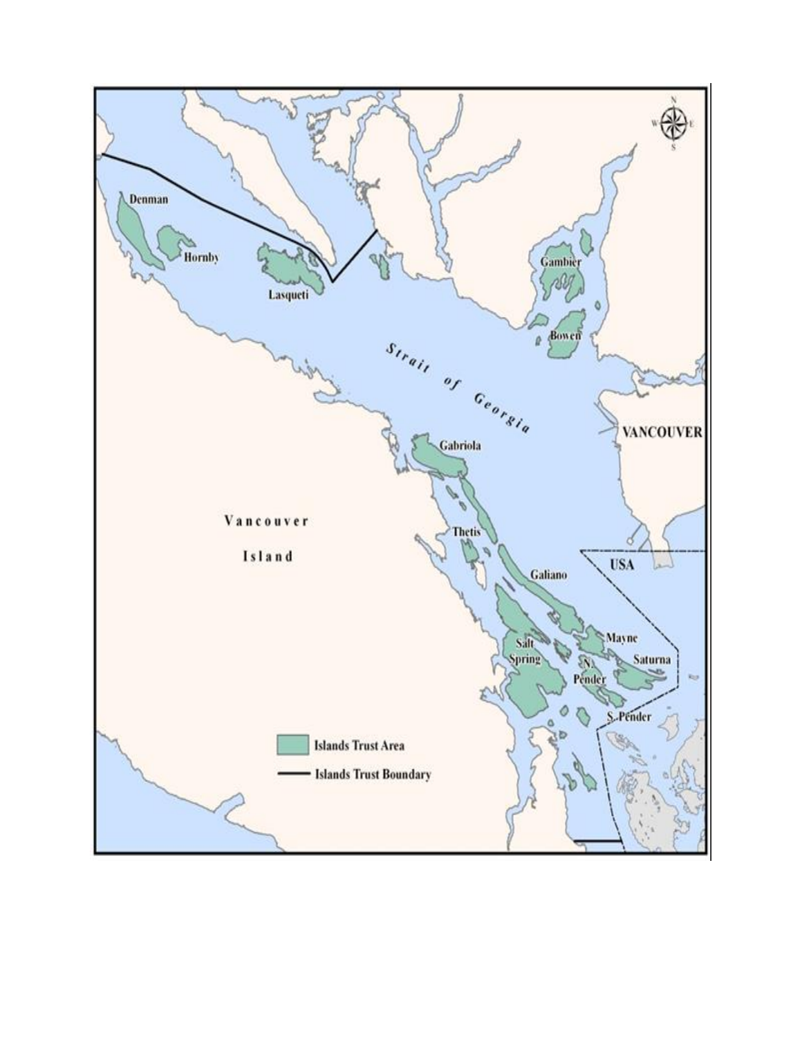Denman

Hornby

Lasqueti

Gambier

Bowen

Strait of Georgia

VANCOUVER

Gabriola

Vancouver Island

Thetis

USA

Galiano

Mayne

Salt Spring

N. Pender

Saturna

S. Pender

Islands Trust Area

Islands Trust Boundary